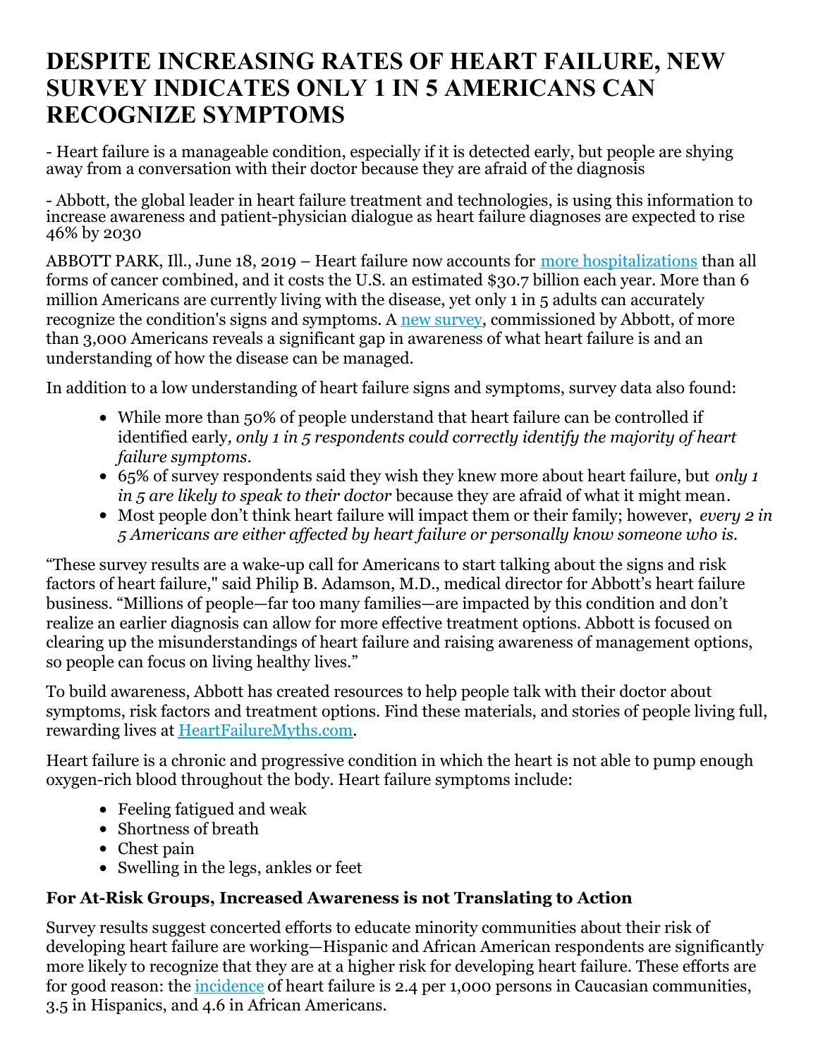# DESPITE INCREASING RATES OF HEART FAILURE, NEW SURVEY INDICATES ONLY 1 IN 5 AMERICANS CAN RECOGNIZE SYMPTOMS

- Heart failure is a manageable condition, especially if it is detected early, but people are shying away from a conversation with their doctor because they are afraid of the diagnosis

- Abbott, the global leader in heart failure treatment and technologies, is using this information to increase awareness and patient-physician dialogue as heart failure diagnoses are expected to rise 46% by 2030

ABBOTT PARK, Ill., June 18, 2019 – Heart failure now accounts for more hospitalizations than all forms of cancer combined, and it costs the U.S. an estimated $30.7 billion each year. More than 6 million Americans are currently living with the disease, yet only 1 in 5 adults can accurately recognize the condition's signs and symptoms. A new survey, commissioned by Abbott, of more than 3,000 Americans reveals a significant gap in awareness of what heart failure is and an understanding of how the disease can be managed.

In addition to a low understanding of heart failure signs and symptoms, survey data also found:

- While more than 50% of people understand that heart failure can be controlled if identified early*, only 1 in 5 respondents could correctly identify the majority of heart failure symptoms*.
- 65% of survey respondents said they wish they knew more about heart failure, but *only 1 in 5 are likely to speak to their doctor* because they are afraid of what it might mean.
- Most people don't think heart failure will impact them or their family; however, *every 2 in 5 Americans are either affected by heart failure or personally know someone who is.*

"These survey results are a wake-up call for Americans to start talking about the signs and risk factors of heart failure," said Philip B. Adamson, M.D., medical director for Abbott's heart failure business. "Millions of people—far too many families—are impacted by this condition and don't realize an earlier diagnosis can allow for more effective treatment options. Abbott is focused on clearing up the misunderstandings of heart failure and raising awareness of management options, so people can focus on living healthy lives."

To build awareness, Abbott has created resources to help people talk with their doctor about symptoms, risk factors and treatment options. Find these materials, and stories of people living full, rewarding lives at HeartFailureMyths.com.

Heart failure is a chronic and progressive condition in which the heart is not able to pump enough oxygen-rich blood throughout the body. Heart failure symptoms include:

- Feeling fatigued and weak
- Shortness of breath
- Chest pain
- Swelling in the legs, ankles or feet

### For At-Risk Groups, Increased Awareness is not Translating to Action

Survey results suggest concerted efforts to educate minority communities about their risk of developing heart failure are working—Hispanic and African American respondents are significantly more likely to recognize that they are at a higher risk for developing heart failure. These efforts are for good reason: the incidence of heart failure is 2.4 per 1,000 persons in Caucasian communities, 3.5 in Hispanics, and 4.6 in African Americans.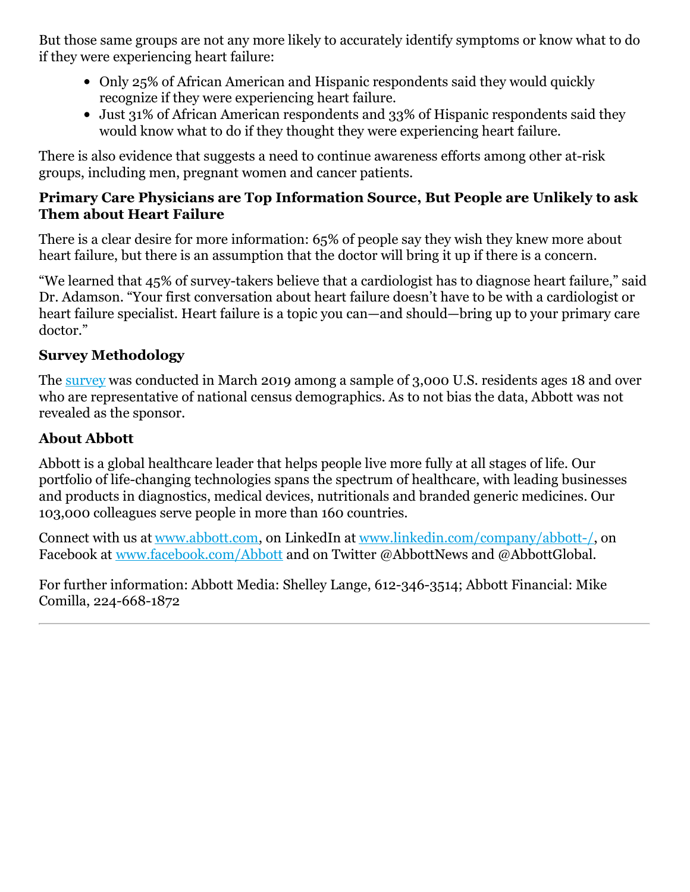But those same groups are not any more likely to accurately identify symptoms or know what to do if they were experiencing heart failure:

- Only 25% of African American and Hispanic respondents said they would quickly recognize if they were experiencing heart failure.
- Just 31% of African American respondents and 33% of Hispanic respondents said they would know what to do if they thought they were experiencing heart failure.

There is also evidence that suggests a need to continue awareness efforts among other at-risk groups, including men, pregnant women and cancer patients.

### Primary Care Physicians are Top Information Source, But People are Unlikely to ask Them about Heart Failure

There is a clear desire for more information: 65% of people say they wish they knew more about heart failure, but there is an assumption that the doctor will bring it up if there is a concern.

"We learned that 45% of survey-takers believe that a cardiologist has to diagnose heart failure," said Dr. Adamson. "Your first conversation about heart failure doesn't have to be with a cardiologist or heart failure specialist. Heart failure is a topic you can—and should—bring up to your primary care doctor."

### Survey Methodology

The survey was conducted in March 2019 among a sample of 3,000 U.S. residents ages 18 and over who are representative of national census demographics. As to not bias the data, Abbott was not revealed as the sponsor.

### About Abbott

Abbott is a global healthcare leader that helps people live more fully at all stages of life. Our portfolio of life-changing technologies spans the spectrum of healthcare, with leading businesses and products in diagnostics, medical devices, nutritionals and branded generic medicines. Our 103,000 colleagues serve people in more than 160 countries.

Connect with us at www.abbott.com, on LinkedIn at www.linkedin.com/company/abbott-/, on Facebook at www.facebook.com/Abbott and on Twitter @AbbottNews and @AbbottGlobal.

For further information: Abbott Media: Shelley Lange, 612-346-3514; Abbott Financial: Mike Comilla, 224-668-1872